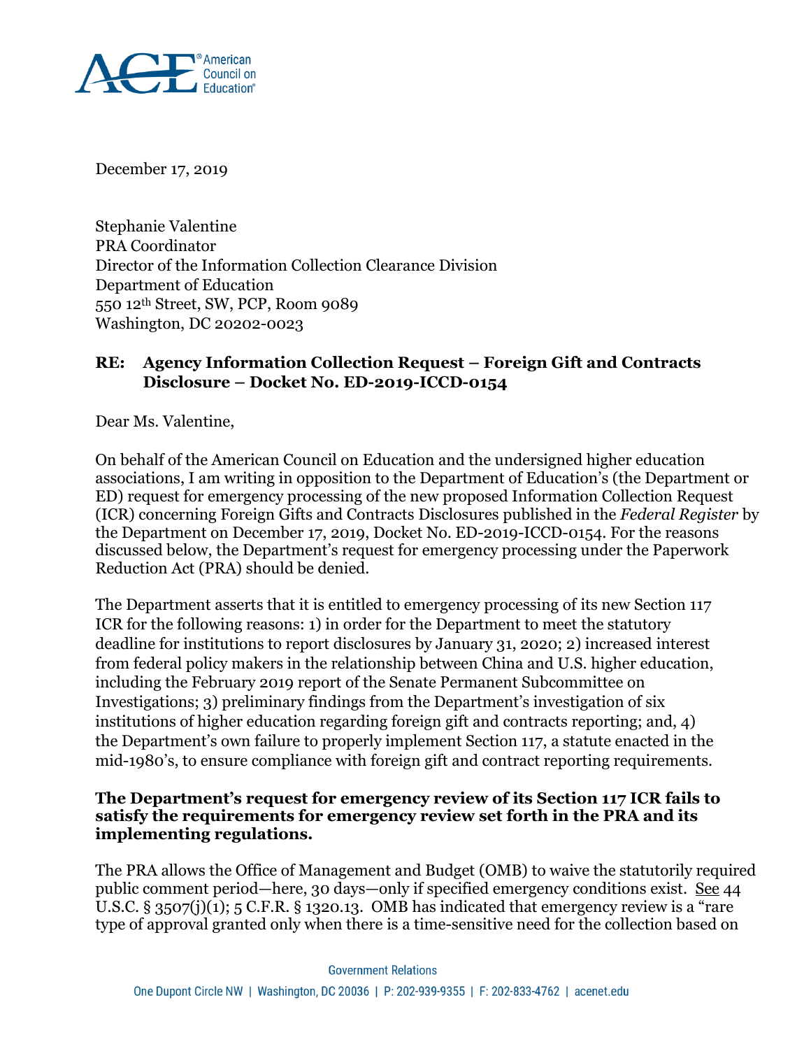December 17, 2019

Stephanie Valentine
PRA Coordinator
Director of the Information Collection Clearance Division
Department of Education
550 12th Street, SW, PCP, Room 9089
Washington, DC 20202-0023

**RE: Agency Information Collection Request – Foreign Gift and Contracts Disclosure – Docket No. ED-2019-ICCD-0154**

Dear Ms. Valentine,

On behalf of the American Council on Education and the undersigned higher education associations, I am writing in opposition to the Department of Education's (the Department or ED) request for emergency processing of the new proposed Information Collection Request (ICR) concerning Foreign Gifts and Contracts Disclosures published in the *Federal Register* by the Department on December 17, 2019, Docket No. ED-2019-ICCD-0154. For the reasons discussed below, the Department's request for emergency processing under the Paperwork Reduction Act (PRA) should be denied.

The Department asserts that it is entitled to emergency processing of its new Section 117 ICR for the following reasons: 1) in order for the Department to meet the statutory deadline for institutions to report disclosures by January 31, 2020; 2) increased interest from federal policy makers in the relationship between China and U.S. higher education, including the February 2019 report of the Senate Permanent Subcommittee on Investigations; 3) preliminary findings from the Department's investigation of six institutions of higher education regarding foreign gift and contracts reporting; and, 4) the Department's own failure to properly implement Section 117, a statute enacted in the mid-1980's, to ensure compliance with foreign gift and contract reporting requirements.

**The Department's request for emergency review of its Section 117 ICR fails to satisfy the requirements for emergency review set forth in the PRA and its implementing regulations.**

The PRA allows the Office of Management and Budget (OMB) to waive the statutorily required public comment period—here, 30 days—only if specified emergency conditions exist. See 44 U.S.C. § 3507(j)(1); 5 C.F.R. § 1320.13. OMB has indicated that emergency review is a "rare type of approval granted only when there is a time-sensitive need for the collection based on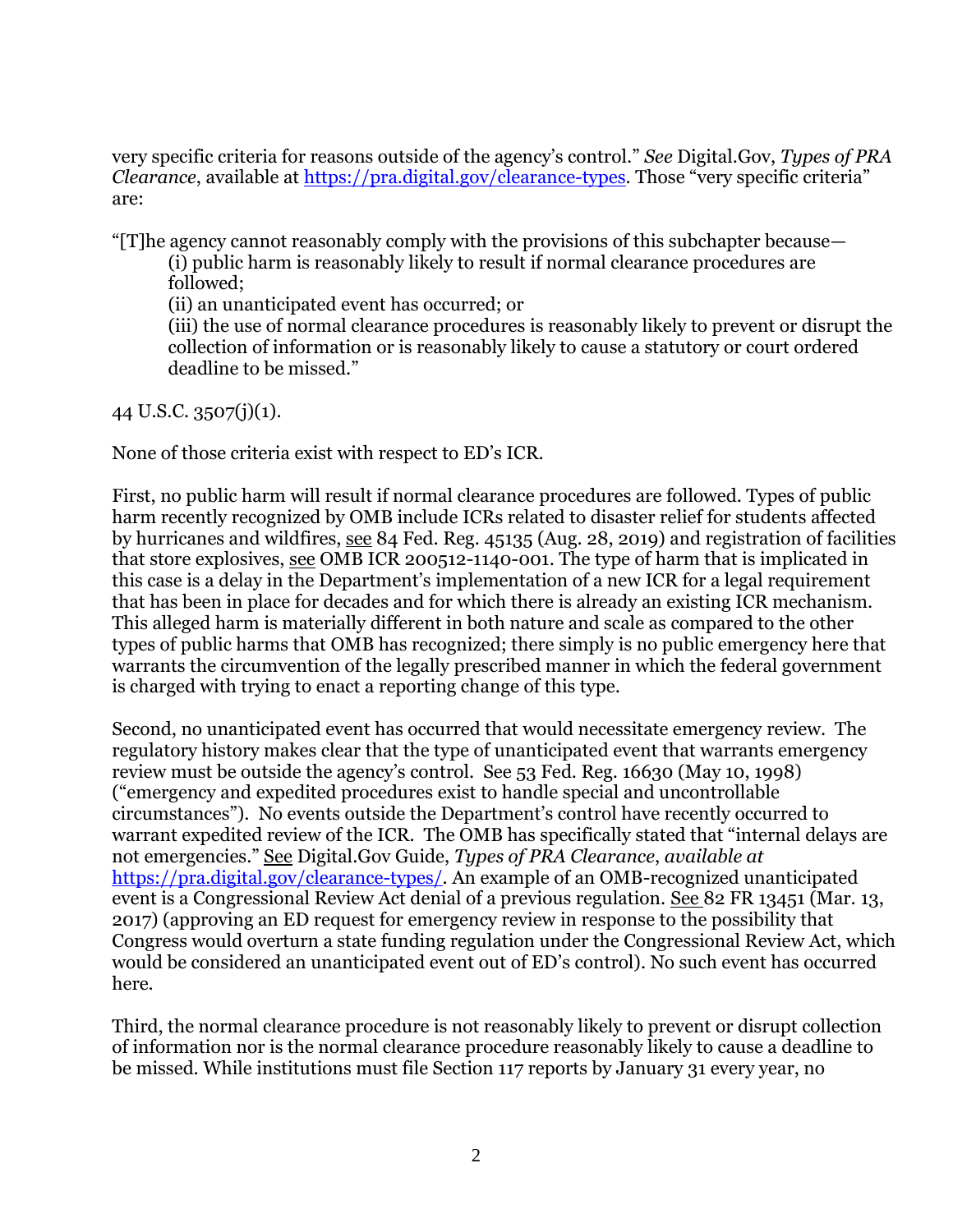very specific criteria for reasons outside of the agency's control." *See* Digital.Gov, *Types of PRA Clearance*, available at https://pra.digital.gov/clearance-types. Those "very specific criteria" are:

> "[T]he agency cannot reasonably comply with the provisions of this subchapter because—
> (i) public harm is reasonably likely to result if normal clearance procedures are followed;
> (ii) an unanticipated event has occurred; or
> (iii) the use of normal clearance procedures is reasonably likely to prevent or disrupt the collection of information or is reasonably likely to cause a statutory or court ordered deadline to be missed."

44 U.S.C. 3507(j)(1).

None of those criteria exist with respect to ED's ICR.

First, no public harm will result if normal clearance procedures are followed. Types of public harm recently recognized by OMB include ICRs related to disaster relief for students affected by hurricanes and wildfires, see 84 Fed. Reg. 45135 (Aug. 28, 2019) and registration of facilities that store explosives, see OMB ICR 200512-1140-001. The type of harm that is implicated in this case is a delay in the Department's implementation of a new ICR for a legal requirement that has been in place for decades and for which there is already an existing ICR mechanism. This alleged harm is materially different in both nature and scale as compared to the other types of public harms that OMB has recognized; there simply is no public emergency here that warrants the circumvention of the legally prescribed manner in which the federal government is charged with trying to enact a reporting change of this type.

Second, no unanticipated event has occurred that would necessitate emergency review. The regulatory history makes clear that the type of unanticipated event that warrants emergency review must be outside the agency's control. See 53 Fed. Reg. 16630 (May 10, 1998) ("emergency and expedited procedures exist to handle special and uncontrollable circumstances"). No events outside the Department's control have recently occurred to warrant expedited review of the ICR. The OMB has specifically stated that "internal delays are not emergencies." See Digital.Gov Guide, *Types of PRA Clearance*, *available at* https://pra.digital.gov/clearance-types/. An example of an OMB-recognized unanticipated event is a Congressional Review Act denial of a previous regulation. See 82 FR 13451 (Mar. 13, 2017) (approving an ED request for emergency review in response to the possibility that Congress would overturn a state funding regulation under the Congressional Review Act, which would be considered an unanticipated event out of ED's control). No such event has occurred here.

Third, the normal clearance procedure is not reasonably likely to prevent or disrupt collection of information nor is the normal clearance procedure reasonably likely to cause a deadline to be missed. While institutions must file Section 117 reports by January 31 every year, no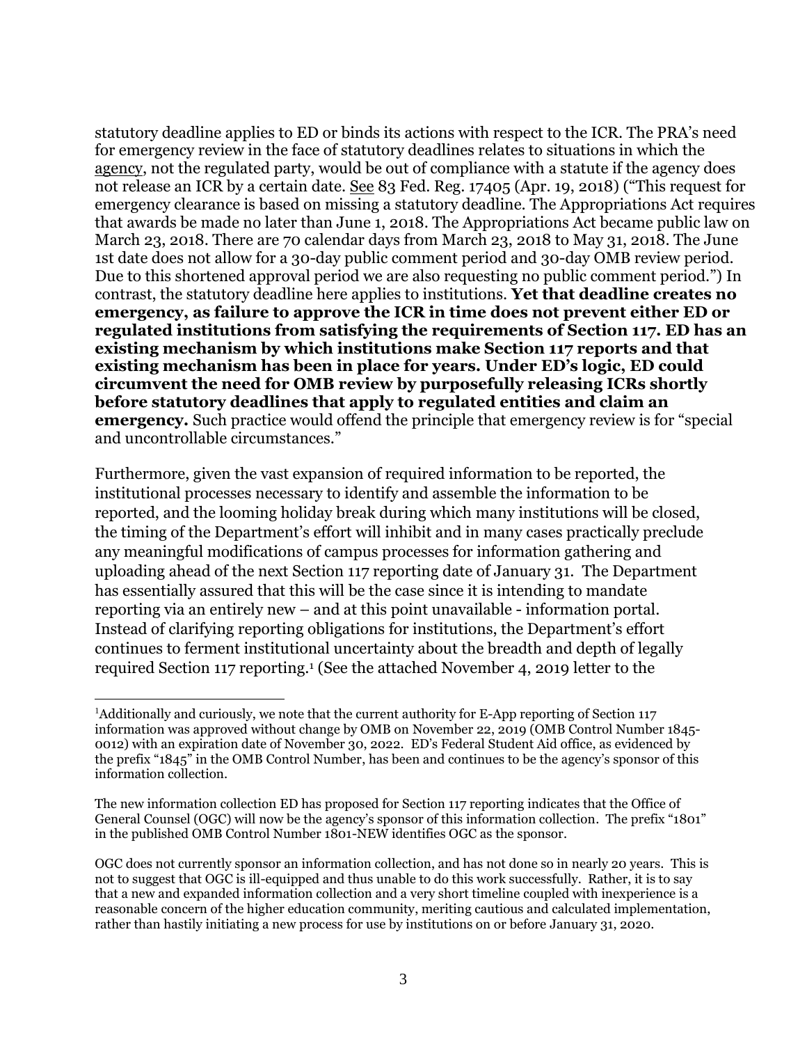statutory deadline applies to ED or binds its actions with respect to the ICR. The PRA's need for emergency review in the face of statutory deadlines relates to situations in which the agency, not the regulated party, would be out of compliance with a statute if the agency does not release an ICR by a certain date. See 83 Fed. Reg. 17405 (Apr. 19, 2018) ("This request for emergency clearance is based on missing a statutory deadline. The Appropriations Act requires that awards be made no later than June 1, 2018. The Appropriations Act became public law on March 23, 2018. There are 70 calendar days from March 23, 2018 to May 31, 2018. The June 1st date does not allow for a 30-day public comment period and 30-day OMB review period. Due to this shortened approval period we are also requesting no public comment period.") In contrast, the statutory deadline here applies to institutions. **Yet that deadline creates no emergency, as failure to approve the ICR in time does not prevent either ED or regulated institutions from satisfying the requirements of Section 117. ED has an existing mechanism by which institutions make Section 117 reports and that existing mechanism has been in place for years. Under ED's logic, ED could circumvent the need for OMB review by purposefully releasing ICRs shortly before statutory deadlines that apply to regulated entities and claim an emergency.** Such practice would offend the principle that emergency review is for "special and uncontrollable circumstances."

Furthermore, given the vast expansion of required information to be reported, the institutional processes necessary to identify and assemble the information to be reported, and the looming holiday break during which many institutions will be closed, the timing of the Department's effort will inhibit and in many cases practically preclude any meaningful modifications of campus processes for information gathering and uploading ahead of the next Section 117 reporting date of January 31. The Department has essentially assured that this will be the case since it is intending to mandate reporting via an entirely new – and at this point unavailable - information portal. Instead of clarifying reporting obligations for institutions, the Department's effort continues to ferment institutional uncertainty about the breadth and depth of legally required Section 117 reporting.[1] (See the attached November 4, 2019 letter to the

---

[1] Additionally and curiously, we note that the current authority for E-App reporting of Section 117 information was approved without change by OMB on November 22, 2019 (OMB Control Number 1845-0012) with an expiration date of November 30, 2022. ED's Federal Student Aid office, as evidenced by the prefix "1845" in the OMB Control Number, has been and continues to be the agency's sponsor of this information collection.

The new information collection ED has proposed for Section 117 reporting indicates that the Office of General Counsel (OGC) will now be the agency's sponsor of this information collection. The prefix "1801" in the published OMB Control Number 1801-NEW identifies OGC as the sponsor.

OGC does not currently sponsor an information collection, and has not done so in nearly 20 years. This is not to suggest that OGC is ill-equipped and thus unable to do this work successfully. Rather, it is to say that a new and expanded information collection and a very short timeline coupled with inexperience is a reasonable concern of the higher education community, meriting cautious and calculated implementation, rather than hastily initiating a new process for use by institutions on or before January 31, 2020.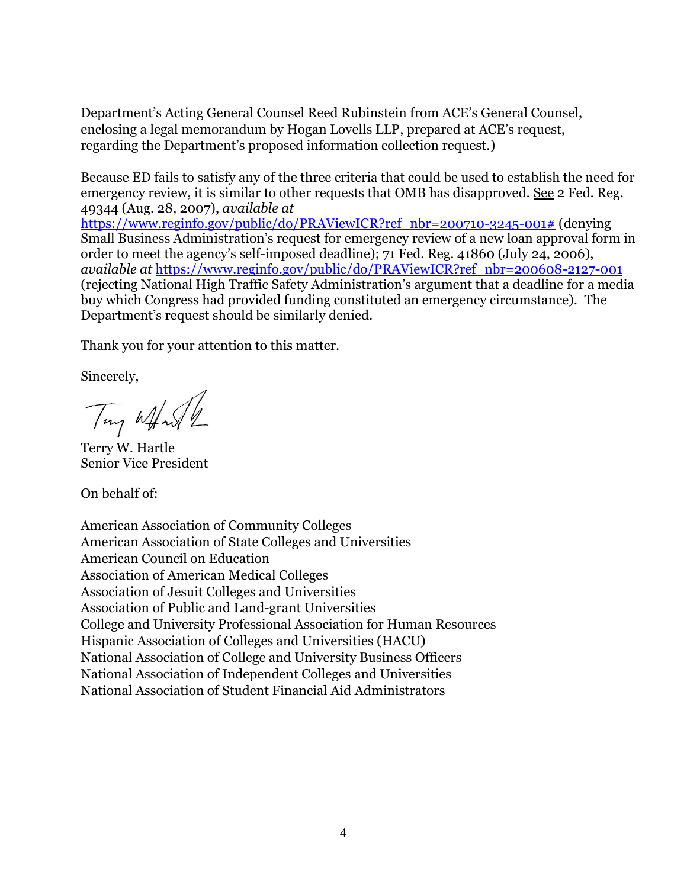Department's Acting General Counsel Reed Rubinstein from ACE's General Counsel, enclosing a legal memorandum by Hogan Lovells LLP, prepared at ACE's request, regarding the Department's proposed information collection request.)

Because ED fails to satisfy any of the three criteria that could be used to establish the need for emergency review, it is similar to other requests that OMB has disapproved. See 2 Fed. Reg. 49344 (Aug. 28, 2007), *available at* https://www.reginfo.gov/public/do/PRAViewICR?ref_nbr=200710-3245-001# (denying Small Business Administration's request for emergency review of a new loan approval form in order to meet the agency's self-imposed deadline); 71 Fed. Reg. 41860 (July 24, 2006), *available at* https://www.reginfo.gov/public/do/PRAViewICR?ref_nbr=200608-2127-001 (rejecting National High Traffic Safety Administration's argument that a deadline for a media buy which Congress had provided funding constituted an emergency circumstance). The Department's request should be similarly denied.

Thank you for your attention to this matter.

Sincerely,

Terry W. Hartle
Senior Vice President

On behalf of:

American Association of Community Colleges
American Association of State Colleges and Universities
American Council on Education
Association of American Medical Colleges
Association of Jesuit Colleges and Universities
Association of Public and Land-grant Universities
College and University Professional Association for Human Resources
Hispanic Association of Colleges and Universities (HACU)
National Association of College and University Business Officers
National Association of Independent Colleges and Universities
National Association of Student Financial Aid Administrators